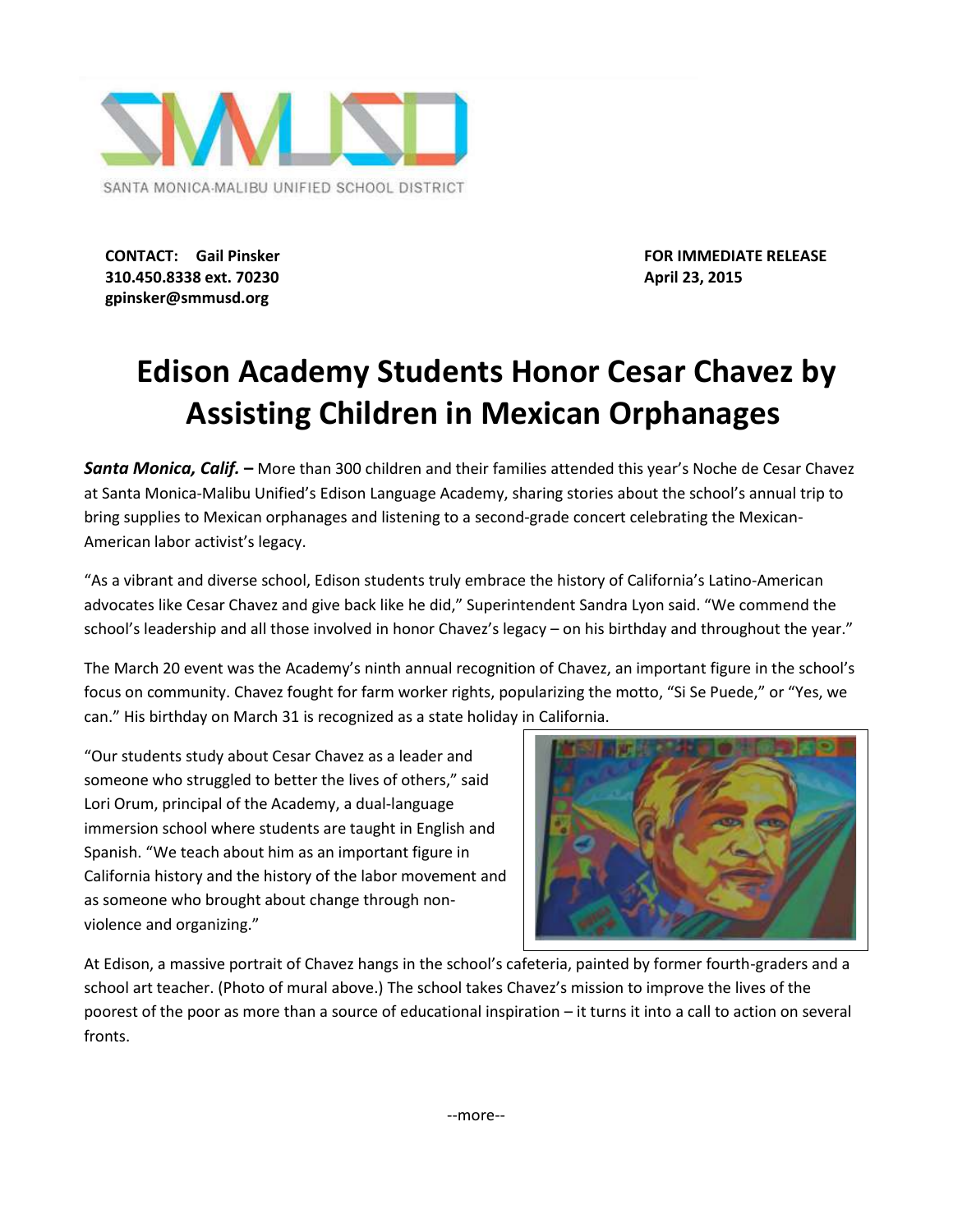SANTA MONICA-MALIBU UNIFIED SCHOOL DISTRICT

**CONTACT: Gail Pinsker**
**310.450.8338 ext. 70230**
**gpinsker@smmusd.org**

**FOR IMMEDIATE RELEASE**
**April 23, 2015**

# Edison Academy Students Honor Cesar Chavez by Assisting Children in Mexican Orphanages

***Santa Monica, Calif.* –** More than 300 children and their families attended this year's Noche de Cesar Chavez at Santa Monica-Malibu Unified's Edison Language Academy, sharing stories about the school's annual trip to bring supplies to Mexican orphanages and listening to a second-grade concert celebrating the Mexican-American labor activist's legacy.

"As a vibrant and diverse school, Edison students truly embrace the history of California's Latino-American advocates like Cesar Chavez and give back like he did," Superintendent Sandra Lyon said. "We commend the school's leadership and all those involved in honor Chavez's legacy – on his birthday and throughout the year."

The March 20 event was the Academy's ninth annual recognition of Chavez, an important figure in the school's focus on community. Chavez fought for farm worker rights, popularizing the motto, "Si Se Puede," or "Yes, we can." His birthday on March 31 is recognized as a state holiday in California.

"Our students study about Cesar Chavez as a leader and someone who struggled to better the lives of others," said Lori Orum, principal of the Academy, a dual-language immersion school where students are taught in English and Spanish. "We teach about him as an important figure in California history and the history of the labor movement and as someone who brought about change through non-violence and organizing."

At Edison, a massive portrait of Chavez hangs in the school's cafeteria, painted by former fourth-graders and a school art teacher. (Photo of mural above.) The school takes Chavez's mission to improve the lives of the poorest of the poor as more than a source of educational inspiration – it turns it into a call to action on several fronts.

--more--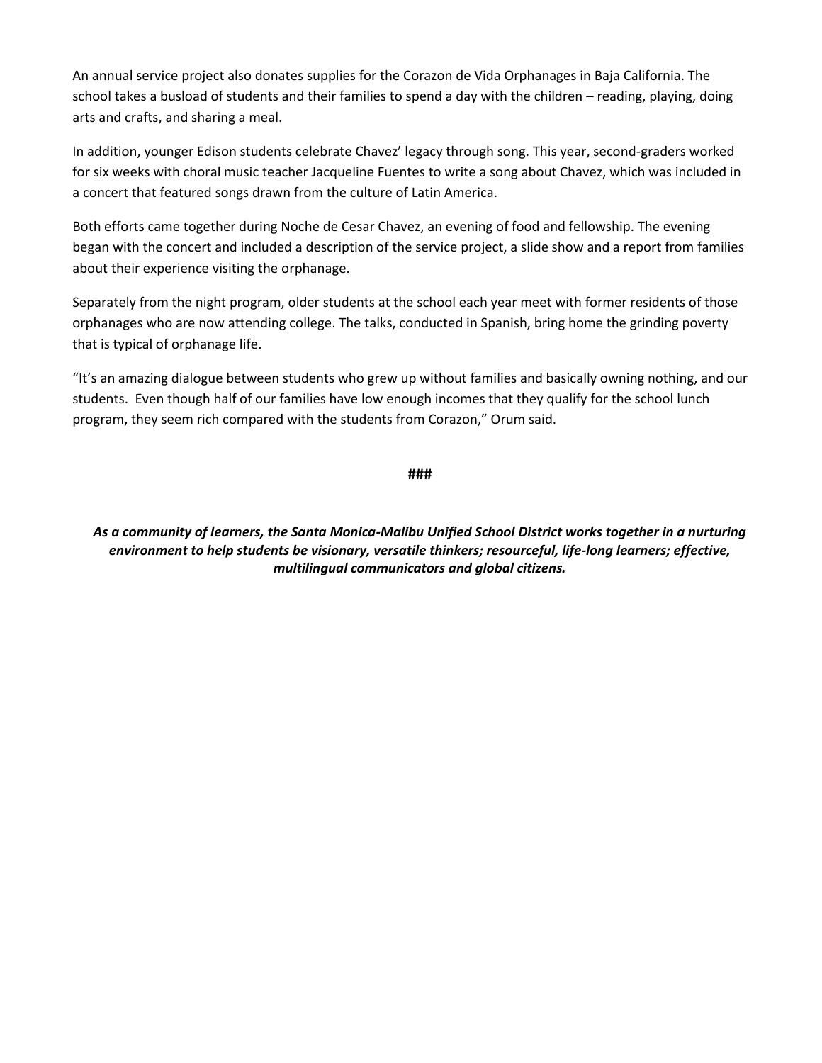An annual service project also donates supplies for the Corazon de Vida Orphanages in Baja California. The school takes a busload of students and their families to spend a day with the children – reading, playing, doing arts and crafts, and sharing a meal.

In addition, younger Edison students celebrate Chavez' legacy through song. This year, second-graders worked for six weeks with choral music teacher Jacqueline Fuentes to write a song about Chavez, which was included in a concert that featured songs drawn from the culture of Latin America.

Both efforts came together during Noche de Cesar Chavez, an evening of food and fellowship. The evening began with the concert and included a description of the service project, a slide show and a report from families about their experience visiting the orphanage.

Separately from the night program, older students at the school each year meet with former residents of those orphanages who are now attending college. The talks, conducted in Spanish, bring home the grinding poverty that is typical of orphanage life.

"It's an amazing dialogue between students who grew up without families and basically owning nothing, and our students. Even though half of our families have low enough incomes that they qualify for the school lunch program, they seem rich compared with the students from Corazon," Orum said.

**###**

***As a community of learners, the Santa Monica-Malibu Unified School District works together in a nurturing environment to help students be visionary, versatile thinkers; resourceful, life-long learners; effective, multilingual communicators and global citizens.***